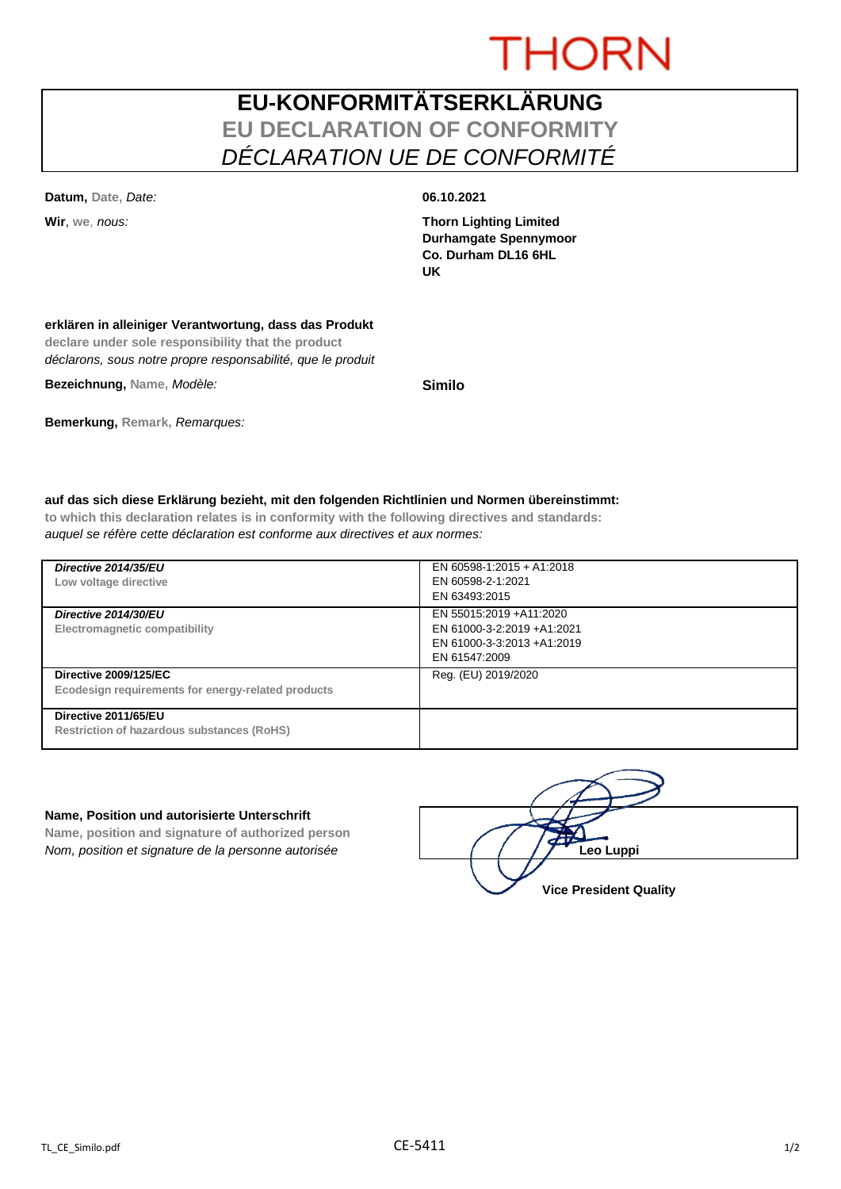THORN

# EU-KONFORMITÄTSERKLÄRUNG
## EU DECLARATION OF CONFORMITY
## *DÉCLARATION UE DE CONFORMITÉ*

**Datum,** Date, *Date:* **06.10.2021**

**Wir**, we, *nous:*

**Thorn Lighting Limited**
**Durhamgate Spennymoor**
**Co. Durham DL16 6HL**
**UK**

**erklären in alleiniger Verantwortung, dass das Produkt**
**declare under sole responsibility that the product**
*déclarons, sous notre propre responsabilité, que le produit*

**Bezeichnung,** Name, *Modèle:* **Similo**

**Bemerkung,** Remark, *Remarques:*

**auf das sich diese Erklärung bezieht, mit den folgenden Richtlinien und Normen übereinstimmt:**
**to which this declaration relates is in conformity with the following directives and standards:**
*auquel se réfère cette déclaration est conforme aux directives et aux normes:*

| Directive | Standards |
|---|---|
| ***Directive 2014/35/EU*** <br> **Low voltage directive** | EN 60598-1:2015 + A1:2018 <br> EN 60598-2-1:2021 <br> EN 63493:2015 |
| ***Directive 2014/30/EU*** <br> **Electromagnetic compatibility** | EN 55015:2019 +A11:2020 <br> EN 61000-3-2:2019 +A1:2021 <br> EN 61000-3-3:2013 +A1:2019 <br> EN 61547:2009 |
| **Directive 2009/125/EC** <br> **Ecodesign requirements for energy-related products** | Reg. (EU) 2019/2020 |
| **Directive 2011/65/EU** <br> **Restriction of hazardous substances (RoHS)** | |

**Name, Position und autorisierte Unterschrift**
**Name, position and signature of authorized person**
*Nom, position et signature de la personne autorisée*

**Leo Luppi**

**Vice President Quality**

TL_CE_Similo.pdf CE-5411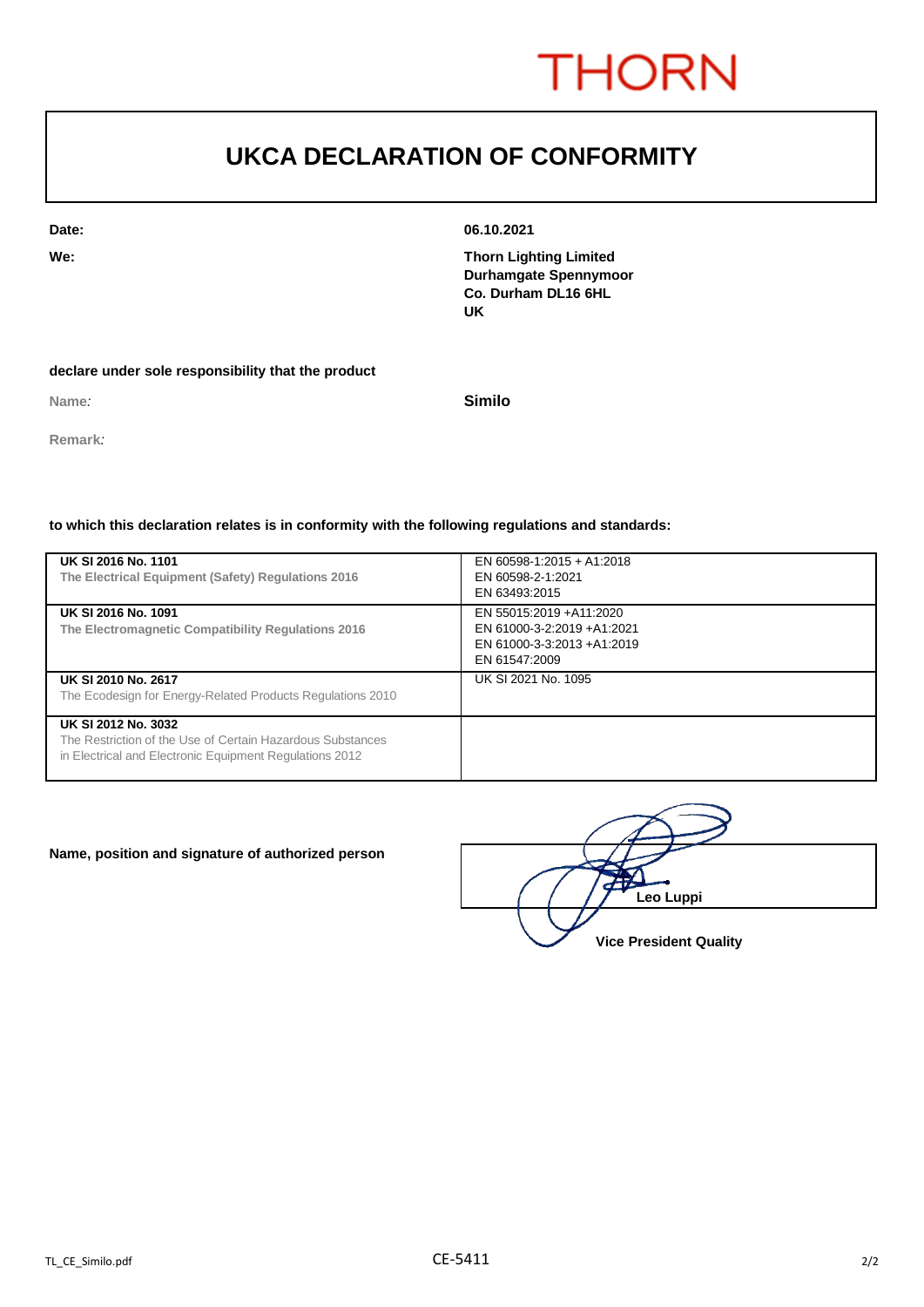THORN

# UKCA DECLARATION OF CONFORMITY

**Date:** **06.10.2021**

**We:** **Thorn Lighting Limited**
**Durhamgate Spennymoor**
**Co. Durham DL16 6HL**
**UK**

**declare under sole responsibility that the product**

Name*:* **Similo**

Remark*:*

**to which this declaration relates is in conformity with the following regulations and standards:**

| | |
|---|---|
| **UK SI 2016 No. 1101**<br>**The Electrical Equipment (Safety) Regulations 2016** | EN 60598-1:2015 + A1:2018<br>EN 60598-2-1:2021<br>EN 63493:2015 |
| **UK SI 2016 No. 1091**<br>**The Electromagnetic Compatibility Regulations 2016** | EN 55015:2019 +A11:2020<br>EN 61000-3-2:2019 +A1:2021<br>EN 61000-3-3:2013 +A1:2019<br>EN 61547:2009 |
| **UK SI 2010 No. 2617**<br>The Ecodesign for Energy-Related Products Regulations 2010 | UK SI 2021 No. 1095 |
| **UK SI 2012 No. 3032**<br>The Restriction of the Use of Certain Hazardous Substances in Electrical and Electronic Equipment Regulations 2012 | |

**Name, position and signature of authorized person**

**Leo Luppi**

**Vice President Quality**

CE-5411